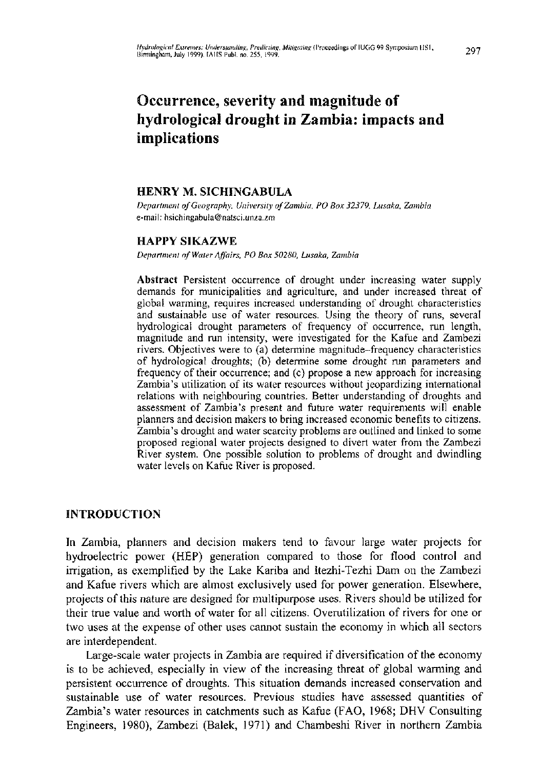# Occurrence, severity and magnitude of hydrological drought in Zambia: impacts and implications

**HENRY M. SICHINGABULA**

*Department of Geography, University of Zambia, PO Box 32379, Lusaka, Zambia*
e-mail: hsichingabula@natsci.unza.zm

**HAPPY SIKAZWE**

*Department of Water Affairs, PO Box 50280, Lusaka, Zambia*

**Abstract** Persistent occurrence of drought under increasing water supply demands for municipalities and agriculture, and under increased threat of global warming, requires increased understanding of drought characteristics and sustainable use of water resources. Using the theory of runs, several hydrological drought parameters of frequency of occurrence, run length, magnitude and run intensity, were investigated for the Kafue and Zambezi rivers. Objectives were to (a) determine magnitude–frequency characteristics of hydrological droughts; (b) determine some drought run parameters and frequency of their occurrence; and (c) propose a new approach for increasing Zambia's utilization of its water resources without jeopardizing international relations with neighbouring countries. Better understanding of droughts and assessment of Zambia's present and future water requirements will enable planners and decision makers to bring increased economic benefits to citizens. Zambia's drought and water scarcity problems are outlined and linked to some proposed regional water projects designed to divert water from the Zambezi River system. One possible solution to problems of drought and dwindling water levels on Kafue River is proposed.

## INTRODUCTION

In Zambia, planners and decision makers tend to favour large water projects for hydroelectric power (HEP) generation compared to those for flood control and irrigation, as exemplified by the Lake Kariba and Itezhi-Tezhi Dam on the Zambezi and Kafue rivers which are almost exclusively used for power generation. Elsewhere, projects of this nature are designed for multipurpose uses. Rivers should be utilized for their true value and worth of water for all citizens. Overutilization of rivers for one or two uses at the expense of other uses cannot sustain the economy in which all sectors are interdependent.

Large-scale water projects in Zambia are required if diversification of the economy is to be achieved, especially in view of the increasing threat of global warming and persistent occurrence of droughts. This situation demands increased conservation and sustainable use of water resources. Previous studies have assessed quantities of Zambia's water resources in catchments such as Kafue (FAO, 1968; DHV Consulting Engineers, 1980), Zambezi (Balek, 1971) and Chambeshi River in northern Zambia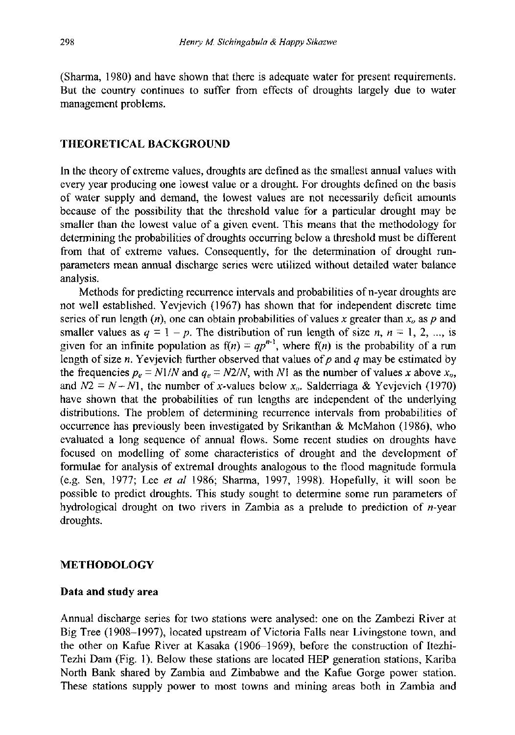(Sharma, 1980) and have shown that there is adequate water for present requirements. But the country continues to suffer from effects of droughts largely due to water management problems.

## THEORETICAL BACKGROUND

In the theory of extreme values, droughts are defined as the smallest annual values with every year producing one lowest value or a drought. For droughts defined on the basis of water supply and demand, the lowest values are not necessarily deficit amounts because of the possibility that the threshold value for a particular drought may be smaller than the lowest value of a given event. This means that the methodology for determining the probabilities of droughts occurring below a threshold must be different from that of extreme values. Consequently, for the determination of drought run-parameters mean annual discharge series were utilized without detailed water balance analysis.

Methods for predicting recurrence intervals and probabilities of n-year droughts are not well established. Yevjevich (1967) has shown that for independent discrete time series of run length ($n$), one can obtain probabilities of values $x$ greater than $x_o$ as $p$ and smaller values as $q = 1 - p$. The distribution of run length of size $n$, $n = 1, 2, \ldots$, is given for an infinite population as $f(n) = qp^{n-1}$, where $f(n)$ is the probability of a run length of size $n$. Yevjevich further observed that values of $p$ and $q$ may be estimated by the frequencies $p_e = N1/N$ and $q_e = N2/N$, with $N1$ as the number of values $x$ above $x_o$, and $N2 = N - N1$, the number of $x$-values below $x_o$. Salderriaga & Yevjevich (1970) have shown that the probabilities of run lengths are independent of the underlying distributions. The problem of determining recurrence intervals from probabilities of occurrence has previously been investigated by Srikanthan & McMahon (1986), who evaluated a long sequence of annual flows. Some recent studies on droughts have focused on modelling of some characteristics of drought and the development of formulae for analysis of extremal droughts analogous to the flood magnitude formula (e.g. Sen, 1977; Lee *et al* 1986; Sharma, 1997, 1998). Hopefully, it will soon be possible to predict droughts. This study sought to determine some run parameters of hydrological drought on two rivers in Zambia as a prelude to prediction of $n$-year droughts.

## METHODOLOGY

### Data and study area

Annual discharge series for two stations were analysed: one on the Zambezi River at Big Tree (1908–1997), located upstream of Victoria Falls near Livingstone town, and the other on Kafue River at Kasaka (1906–1969), before the construction of Itezhi-Tezhi Dam (Fig. 1). Below these stations are located HEP generation stations, Kariba North Bank shared by Zambia and Zimbabwe and the Kafue Gorge power station. These stations supply power to most towns and mining areas both in Zambia and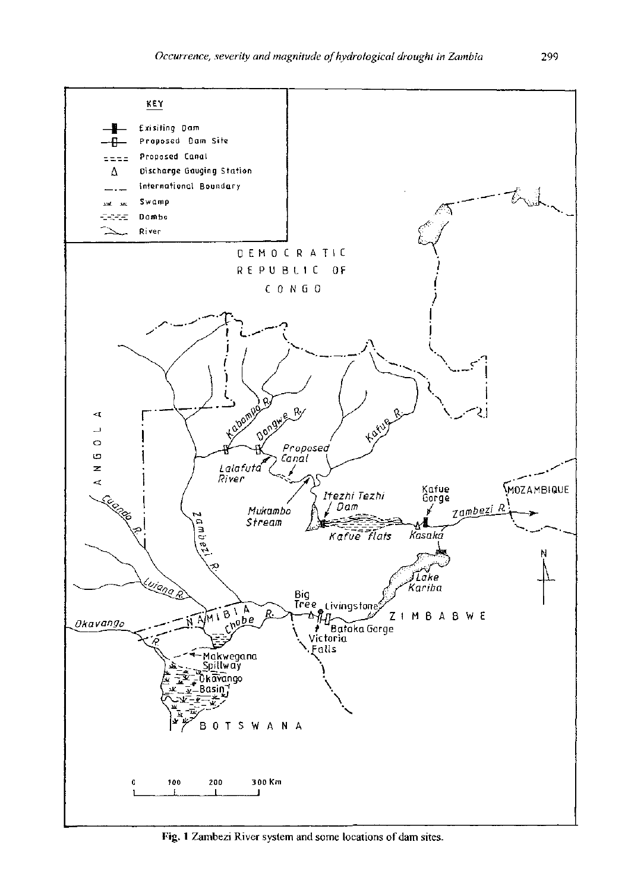Fig. 1 Zambezi River system and some locations of dam sites.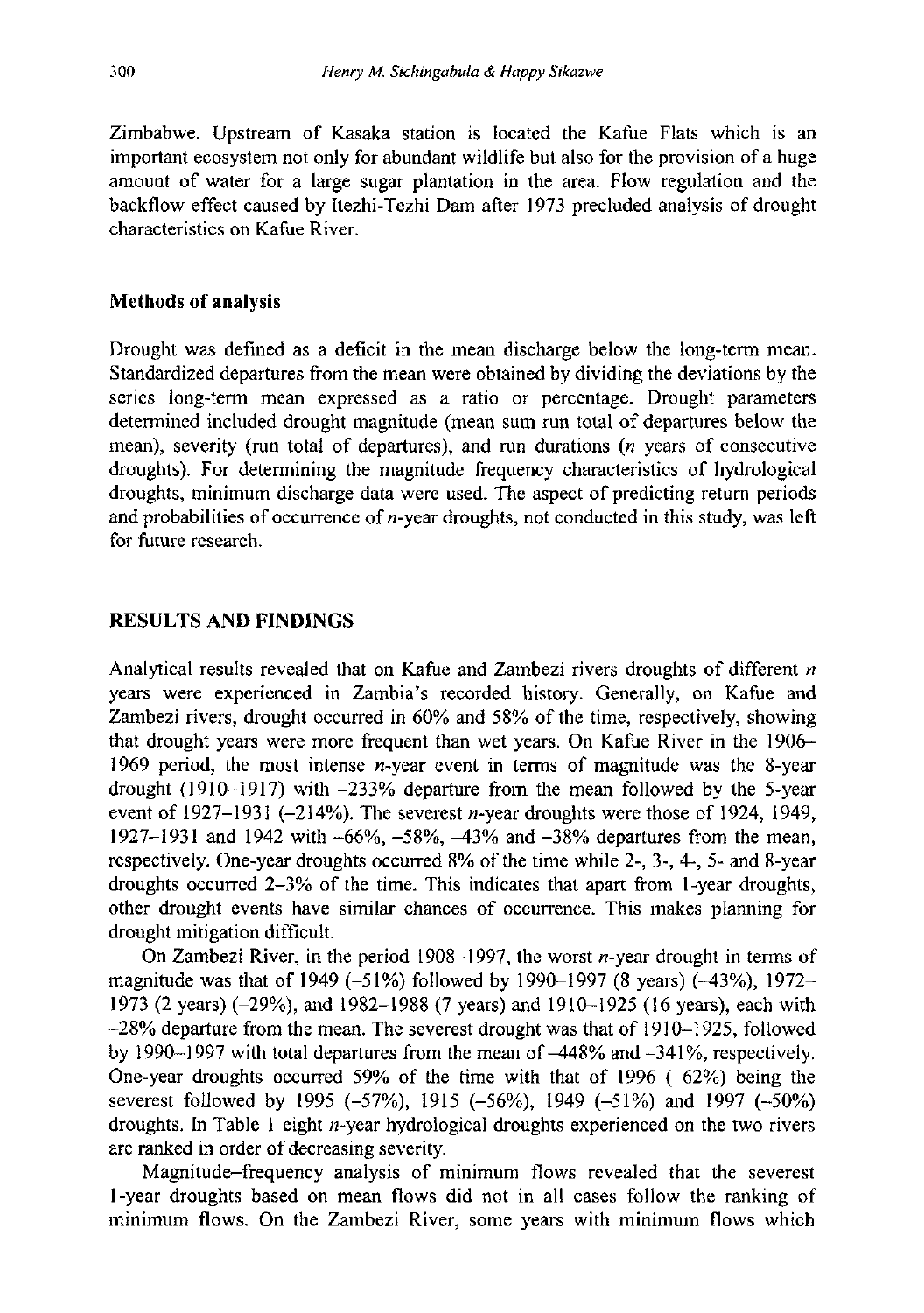Zimbabwe. Upstream of Kasaka station is located the Kafue Flats which is an important ecosystem not only for abundant wildlife but also for the provision of a huge amount of water for a large sugar plantation in the area. Flow regulation and the backflow effect caused by Itezhi-Tezhi Dam after 1973 precluded analysis of drought characteristics on Kafue River.

### Methods of analysis

Drought was defined as a deficit in the mean discharge below the long-term mean. Standardized departures from the mean were obtained by dividing the deviations by the series long-term mean expressed as a ratio or percentage. Drought parameters determined included drought magnitude (mean sum run total of departures below the mean), severity (run total of departures), and run durations ($n$ years of consecutive droughts). For determining the magnitude frequency characteristics of hydrological droughts, minimum discharge data were used. The aspect of predicting return periods and probabilities of occurrence of $n$-year droughts, not conducted in this study, was left for future research.

## RESULTS AND FINDINGS

Analytical results revealed that on Kafue and Zambezi rivers droughts of different $n$ years were experienced in Zambia's recorded history. Generally, on Kafue and Zambezi rivers, drought occurred in 60% and 58% of the time, respectively, showing that drought years were more frequent than wet years. On Kafue River in the 1906–1969 period, the most intense $n$-year event in terms of magnitude was the 8-year drought (1910–1917) with –233% departure from the mean followed by the 5-year event of 1927–1931 (–214%). The severest $n$-year droughts were those of 1924, 1949, 1927–1931 and 1942 with –66%, –58%, –43% and –38% departures from the mean, respectively. One-year droughts occurred 8% of the time while 2-, 3-, 4-, 5- and 8-year droughts occurred 2–3% of the time. This indicates that apart from 1-year droughts, other drought events have similar chances of occurrence. This makes planning for drought mitigation difficult.

On Zambezi River, in the period 1908–1997, the worst $n$-year drought in terms of magnitude was that of 1949 (–51%) followed by 1990–1997 (8 years) (–43%), 1972–1973 (2 years) (–29%), and 1982–1988 (7 years) and 1910–1925 (16 years), each with –28% departure from the mean. The severest drought was that of 1910–1925, followed by 1990–1997 with total departures from the mean of –448% and –341%, respectively. One-year droughts occurred 59% of the time with that of 1996 (–62%) being the severest followed by 1995 (–57%), 1915 (–56%), 1949 (–51%) and 1997 (–50%) droughts. In Table 1 eight $n$-year hydrological droughts experienced on the two rivers are ranked in order of decreasing severity.

Magnitude–frequency analysis of minimum flows revealed that the severest 1-year droughts based on mean flows did not in all cases follow the ranking of minimum flows. On the Zambezi River, some years with minimum flows which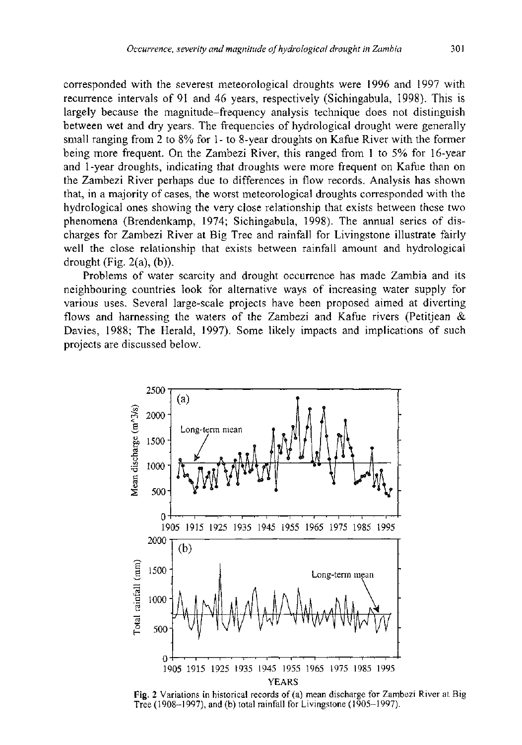corresponded with the severest meteorological droughts were 1996 and 1997 with recurrence intervals of 91 and 46 years, respectively (Sichingabula, 1998). This is largely because the magnitude–frequency analysis technique does not distinguish between wet and dry years. The frequencies of hydrological drought were generally small ranging from 2 to 8% for 1- to 8-year droughts on Kafue River with the former being more frequent. On the Zambezi River, this ranged from 1 to 5% for 16-year and 1-year droughts, indicating that droughts were more frequent on Kafue than on the Zambezi River perhaps due to differences in flow records. Analysis has shown that, in a majority of cases, the worst meteorological droughts corresponded with the hydrological ones showing the very close relationship that exists between these two phenomena (Brendenkamp, 1974; Sichingabula, 1998). The annual series of discharges for Zambezi River at Big Tree and rainfall for Livingstone illustrate fairly well the close relationship that exists between rainfall amount and hydrological drought (Fig. 2(a), (b)).

Problems of water scarcity and drought occurrence has made Zambia and its neighbouring countries look for alternative ways of increasing water supply for various uses. Several large-scale projects have been proposed aimed at diverting flows and harnessing the waters of the Zambezi and Kafue rivers (Petitjean & Davies, 1988; The Herald, 1997). Some likely impacts and implications of such projects are discussed below.

**Fig. 2** Variations in historical records of (a) mean discharge for Zambezi River at Big Tree (1908–1997), and (b) total rainfall for Livingstone (1905–1997).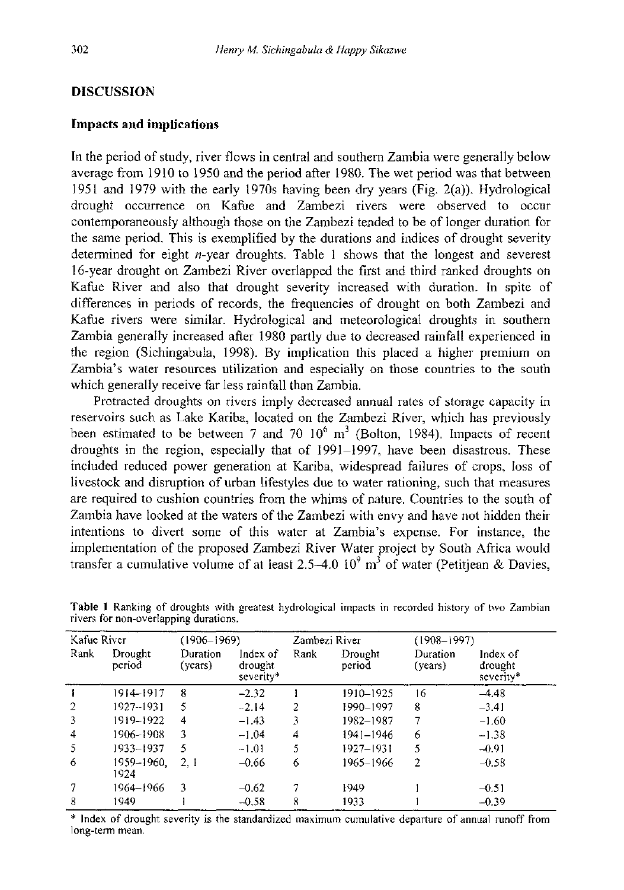## DISCUSSION

### Impacts and implications

In the period of study, river flows in central and southern Zambia were generally below average from 1910 to 1950 and the period after 1980. The wet period was that between 1951 and 1979 with the early 1970s having been dry years (Fig. 2(a)). Hydrological drought occurrence on Kafue and Zambezi rivers were observed to occur contemporaneously although those on the Zambezi tended to be of longer duration for the same period. This is exemplified by the durations and indices of drought severity determined for eight *n*-year droughts. Table 1 shows that the longest and severest 16-year drought on Zambezi River overlapped the first and third ranked droughts on Kafue River and also that drought severity increased with duration. In spite of differences in periods of records, the frequencies of drought on both Zambezi and Kafue rivers were similar. Hydrological and meteorological droughts in southern Zambia generally increased after 1980 partly due to decreased rainfall experienced in the region (Sichingabula, 1998). By implication this placed a higher premium on Zambia's water resources utilization and especially on those countries to the south which generally receive far less rainfall than Zambia.

Protracted droughts on rivers imply decreased annual rates of storage capacity in reservoirs such as Lake Kariba, located on the Zambezi River, which has previously been estimated to be between 7 and 70 $10^6$ $m^3$ (Bolton, 1984). Impacts of recent droughts in the region, especially that of 1991–1997, have been disastrous. These included reduced power generation at Kariba, widespread failures of crops, loss of livestock and disruption of urban lifestyles due to water rationing, such that measures are required to cushion countries from the whims of nature. Countries to the south of Zambia have looked at the waters of the Zambezi with envy and have not hidden their intentions to divert some of this water at Zambia's expense. For instance, the implementation of the proposed Zambezi River Water project by South Africa would transfer a cumulative volume of at least 2.5–4.0 $10^9$ $m^3$ of water (Petitjean & Davies,

**Table 1** Ranking of droughts with greatest hydrological impacts in recorded history of two Zambian rivers for non-overlapping durations.

| Kafue River | | (1906–1969) | | Zambezi River | | (1908–1997) | |
|---|---|---|---|---|---|---|---|
| Rank | Drought period | Duration (years) | Index of drought severity* | Rank | Drought period | Duration (years) | Index of drought severity* |
| 1 | 1914–1917 | 8 | −2.32 | 1 | 1910–1925 | 16 | −4.48 |
| 2 | 1927–1931 | 5 | −2.14 | 2 | 1990–1997 | 8 | −3.41 |
| 3 | 1919–1922 | 4 | −1.43 | 3 | 1982–1987 | 7 | −1.60 |
| 4 | 1906–1908 | 3 | −1.04 | 4 | 1941–1946 | 6 | −1.38 |
| 5 | 1933–1937 | 5 | −1.01 | 5 | 1927–1931 | 5 | −0.91 |
| 6 | 1959–1960, 1924 | 2, 1 | −0.66 | 6 | 1965–1966 | 2 | −0.58 |
| 7 | 1964–1966 | 3 | −0.62 | 7 | 1949 | 1 | −0.51 |
| 8 | 1949 | 1 | −0.58 | 8 | 1933 | 1 | −0.39 |

\* Index of drought severity is the standardized maximum cumulative departure of annual runoff from long-term mean.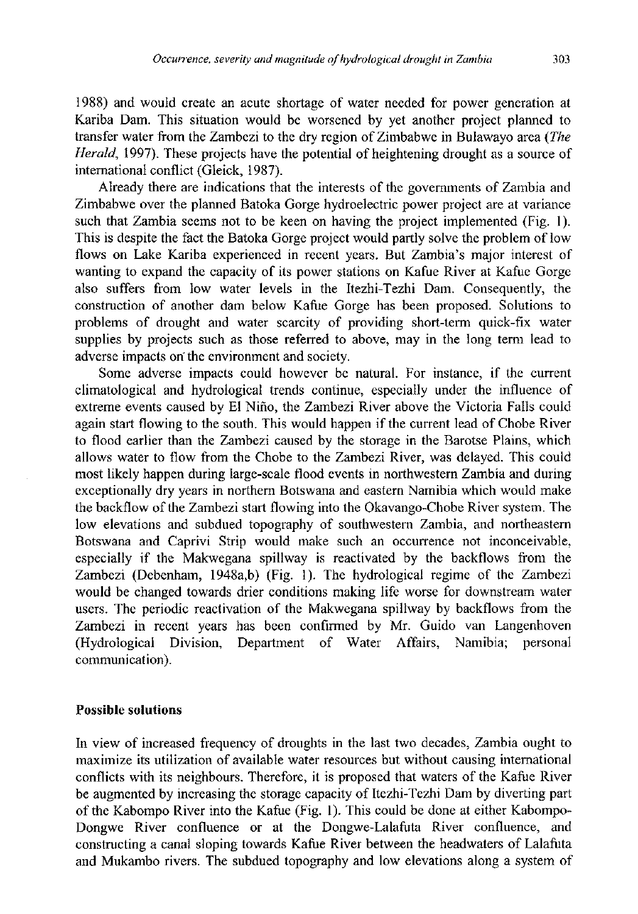1988) and would create an acute shortage of water needed for power generation at Kariba Dam. This situation would be worsened by yet another project planned to transfer water from the Zambezi to the dry region of Zimbabwe in Bulawayo area (*The Herald*, 1997). These projects have the potential of heightening drought as a source of international conflict (Gleick, 1987).

Already there are indications that the interests of the governments of Zambia and Zimbabwe over the planned Batoka Gorge hydroelectric power project are at variance such that Zambia seems not to be keen on having the project implemented (Fig. 1). This is despite the fact the Batoka Gorge project would partly solve the problem of low flows on Lake Kariba experienced in recent years. But Zambia's major interest of wanting to expand the capacity of its power stations on Kafue River at Kafue Gorge also suffers from low water levels in the Itezhi-Tezhi Dam. Consequently, the construction of another dam below Kafue Gorge has been proposed. Solutions to problems of drought and water scarcity of providing short-term quick-fix water supplies by projects such as those referred to above, may in the long term lead to adverse impacts on the environment and society.

Some adverse impacts could however be natural. For instance, if the current climatological and hydrological trends continue, especially under the influence of extreme events caused by El Niño, the Zambezi River above the Victoria Falls could again start flowing to the south. This would happen if the current lead of Chobe River to flood earlier than the Zambezi caused by the storage in the Barotse Plains, which allows water to flow from the Chobe to the Zambezi River, was delayed. This could most likely happen during large-scale flood events in northwestern Zambia and during exceptionally dry years in northern Botswana and eastern Namibia which would make the backflow of the Zambezi start flowing into the Okavango-Chobe River system. The low elevations and subdued topography of southwestern Zambia, and northeastern Botswana and Caprivi Strip would make such an occurrence not inconceivable, especially if the Makwegana spillway is reactivated by the backflows from the Zambezi (Debenham, 1948a,b) (Fig. 1). The hydrological regime of the Zambezi would be changed towards drier conditions making life worse for downstream water users. The periodic reactivation of the Makwegana spillway by backflows from the Zambezi in recent years has been confirmed by Mr. Guido van Langenhoven (Hydrological Division, Department of Water Affairs, Namibia; personal communication).

## Possible solutions

In view of increased frequency of droughts in the last two decades, Zambia ought to maximize its utilization of available water resources but without causing international conflicts with its neighbours. Therefore, it is proposed that waters of the Kafue River be augmented by increasing the storage capacity of Itezhi-Tezhi Dam by diverting part of the Kabompo River into the Kafue (Fig. 1). This could be done at either Kabompo-Dongwe River confluence or at the Dongwe-Lalafuta River confluence, and constructing a canal sloping towards Kafue River between the headwaters of Lalafuta and Mukambo rivers. The subdued topography and low elevations along a system of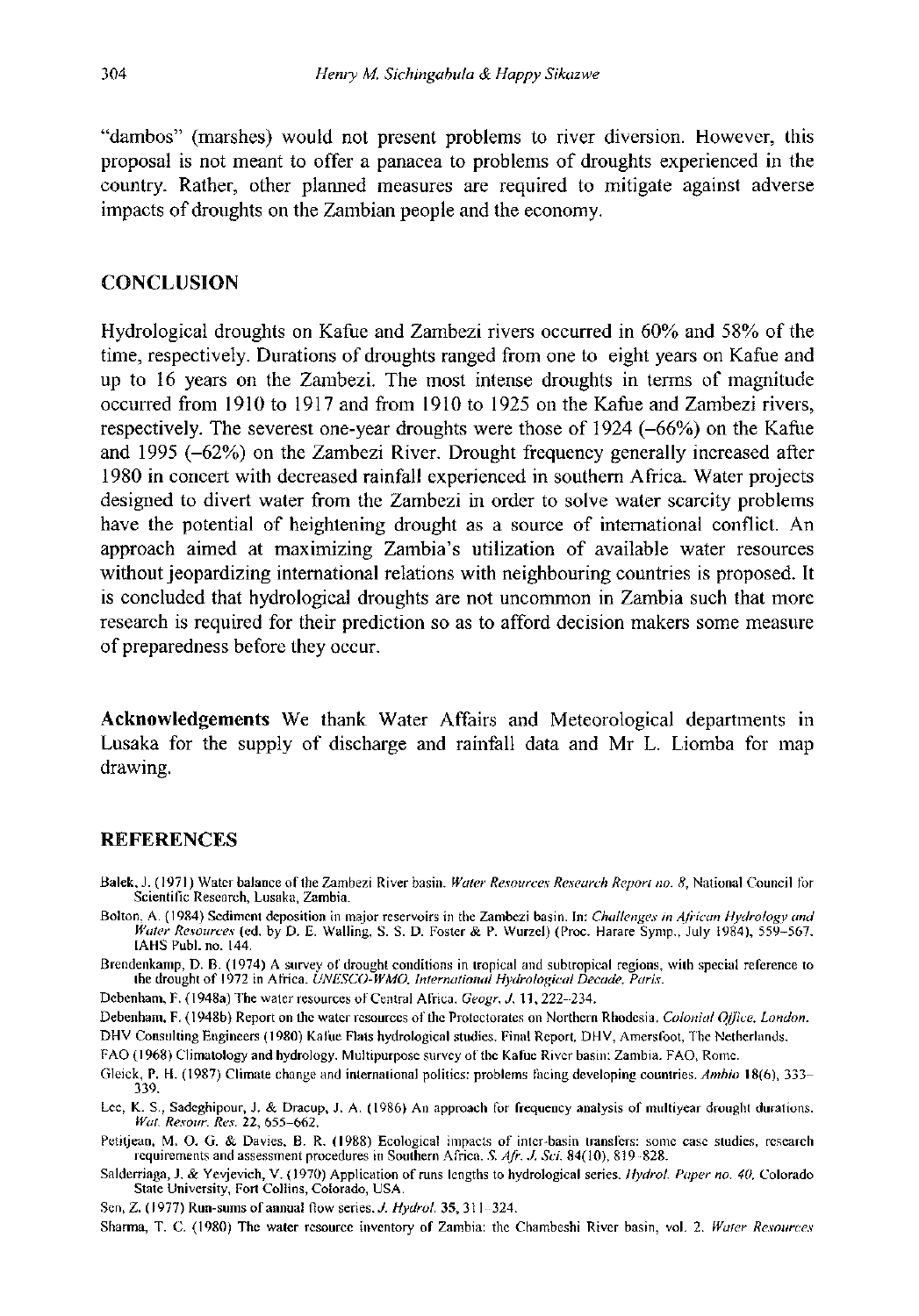"dambos" (marshes) would not present problems to river diversion. However, this proposal is not meant to offer a panacea to problems of droughts experienced in the country. Rather, other planned measures are required to mitigate against adverse impacts of droughts on the Zambian people and the economy.

## CONCLUSION

Hydrological droughts on Kafue and Zambezi rivers occurred in 60% and 58% of the time, respectively. Durations of droughts ranged from one to eight years on Kafue and up to 16 years on the Zambezi. The most intense droughts in terms of magnitude occurred from 1910 to 1917 and from 1910 to 1925 on the Kafue and Zambezi rivers, respectively. The severest one-year droughts were those of 1924 (–66%) on the Kafue and 1995 (–62%) on the Zambezi River. Drought frequency generally increased after 1980 in concert with decreased rainfall experienced in southern Africa. Water projects designed to divert water from the Zambezi in order to solve water scarcity problems have the potential of heightening drought as a source of international conflict. An approach aimed at maximizing Zambia's utilization of available water resources without jeopardizing international relations with neighbouring countries is proposed. It is concluded that hydrological droughts are not uncommon in Zambia such that more research is required for their prediction so as to afford decision makers some measure of preparedness before they occur.

**Acknowledgements** We thank Water Affairs and Meteorological departments in Lusaka for the supply of discharge and rainfall data and Mr L. Liomba for map drawing.

## REFERENCES

Balek, J. (1971) Water balance of the Zambezi River basin. *Water Resources Research Report no. 8*, National Council for Scientific Research, Lusaka, Zambia.

Bolton, A. (1984) Sediment deposition in major reservoirs in the Zambezi basin. In: *Challenges in African Hydrology and Water Resources* (ed. by D. E. Walling, S. S. D. Foster & P. Wurzel) (Proc. Harare Symp., July 1984), 559–567. IAHS Publ. no. 144.

Brendenkamp, D. B. (1974) A survey of drought conditions in tropical and subtropical regions, with special reference to the drought of 1972 in Africa. *UNESCO-WMO, International Hydrological Decade, Paris.*

Debenham, F. (1948a) The water resources of Central Africa. *Geogr. J.* 11, 222–234.

Debenham, F. (1948b) Report on the water resources of the Protectorates on Northern Rhodesia. *Colonial Office, London.*

DHV Consulting Engineers (1980) Kafue Flats hydrological studies. Final Report, DHV, Amersfoot, The Netherlands.

FAO (1968) Climatology and hydrology. Multipurpose survey of the Kafue River basin: Zambia. FAO, Rome.

Gleick, P. H. (1987) Climate change and international politics: problems facing developing countries. *Ambio* 18(6), 333–339.

Lee, K. S., Sadeghipour, J. & Dracup, J. A. (1986) An approach for frequency analysis of multiyear drought durations. *Wat. Resour. Res.* 22, 655–662.

Petitjean, M. O. G. & Davies, B. R. (1988) Ecological impacts of inter-basin transfers: some case studies, research requirements and assessment procedures in Southern Africa. *S. Afr. J. Sci.* 84(10), 819–828.

Salderriaga, J. & Yevjevich, V. (1970) Application of runs lengths to hydrological series. *Hydrol. Paper no. 40*, Colorado State University, Fort Collins, Colorado, USA.

Sen, Z. (1977) Run-sums of annual flow series. *J. Hydrol.* 35, 311–324.

Sharma, T. C. (1980) The water resource inventory of Zambia: the Chambeshi River basin, vol. 2. *Water Resources*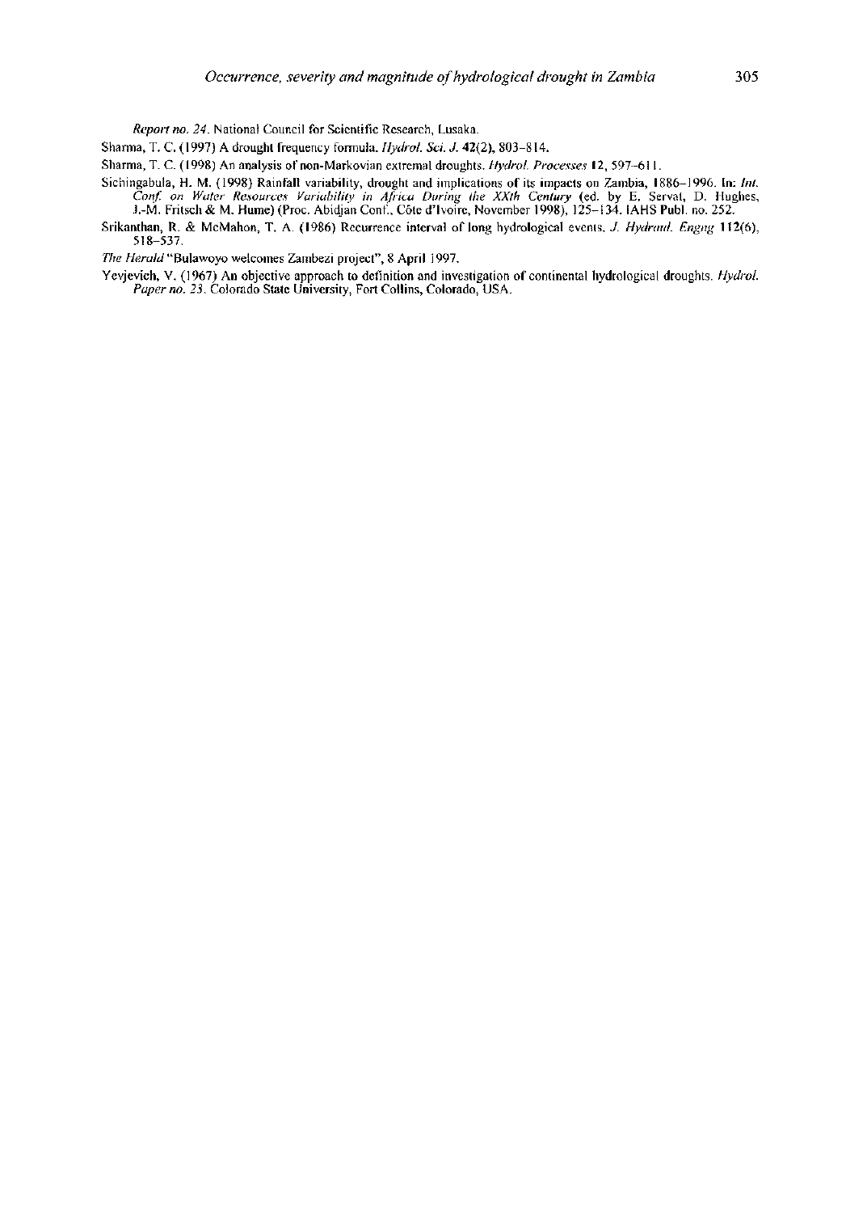*Report no. 24*. National Council for Scientific Research, Lusaka.

Sharma, T. C. (1997) A drought frequency formula. *Hydrol. Sci. J.* **42**(2), 803–814.

Sharma, T. C. (1998) An analysis of non-Markovian extremal droughts. *Hydrol. Processes* **12**, 597–611.

Sichingabula, H. M. (1998) Rainfall variability, drought and implications of its impacts on Zambia, 1886–1996. In: *Int. Conf. on Water Resources Variability in Africa During the XXth Century* (ed. by E. Servat, D. Hughes, J.-M. Fritsch & M. Hume) (Proc. Abidjan Conf., Côte d'Ivoire, November 1998), 125–134. IAHS Publ. no. 252.

Srikanthan, R. & McMahon, T. A. (1986) Recurrence interval of long hydrological events. *J. Hydraul. Engng* **112**(6), 518–537.

*The Herald* "Bulawoyo welcomes Zambezi project", 8 April 1997.

Yevjevich, V. (1967) An objective approach to definition and investigation of continental hydrological droughts. *Hydrol. Paper no. 23*. Colorado State University, Fort Collins, Colorado, USA.